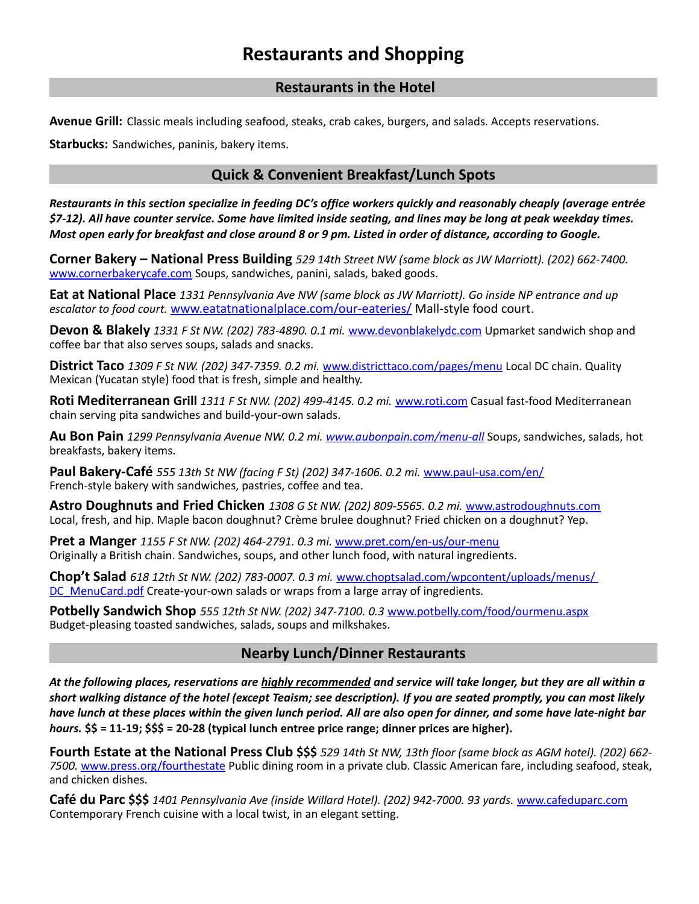# Restaurants and Shopping

## Restaurants in the Hotel

**Avenue Grill:** Classic meals including seafood, steaks, crab cakes, burgers, and salads. Accepts reservations.

**Starbucks:** Sandwiches, paninis, bakery items.

## Quick & Convenient Breakfast/Lunch Spots

***Restaurants in this section specialize in feeding DC's office workers quickly and reasonably cheaply (average entrée $7-12). All have counter service. Some have limited inside seating, and lines may be long at peak weekday times. Most open early for breakfast and close around 8 or 9 pm. Listed in order of distance, according to Google.***

**Corner Bakery – National Press Building** *529 14th Street NW (same block as JW Marriott). (202) 662-7400.* www.cornerbakerycafe.com Soups, sandwiches, panini, salads, baked goods.

**Eat at National Place** *1331 Pennsylvania Ave NW (same block as JW Marriott). Go inside NP entrance and up escalator to food court.* www.eatatnationalplace.com/our-eateries/ Mall-style food court.

**Devon & Blakely** *1331 F St NW. (202) 783-4890. 0.1 mi.* www.devonblakelydc.com Upmarket sandwich shop and coffee bar that also serves soups, salads and snacks.

**District Taco** *1309 F St NW. (202) 347-7359. 0.2 mi.* www.districttaco.com/pages/menu Local DC chain. Quality Mexican (Yucatan style) food that is fresh, simple and healthy.

**Roti Mediterranean Grill** *1311 F St NW. (202) 499-4145. 0.2 mi.* www.roti.com Casual fast-food Mediterranean chain serving pita sandwiches and build-your-own salads.

**Au Bon Pain** *1299 Pennsylvania Avenue NW. 0.2 mi. www.aubonpain.com/menu-all* Soups, sandwiches, salads, hot breakfasts, bakery items.

**Paul Bakery-Café** *555 13th St NW (facing F St) (202) 347-1606. 0.2 mi.* www.paul-usa.com/en/ French-style bakery with sandwiches, pastries, coffee and tea.

**Astro Doughnuts and Fried Chicken** *1308 G St NW. (202) 809-5565. 0.2 mi.* www.astrodoughnuts.com Local, fresh, and hip. Maple bacon doughnut? Crème brulee doughnut? Fried chicken on a doughnut? Yep.

**Pret a Manger** *1155 F St NW. (202) 464-2791. 0.3 mi.* www.pret.com/en-us/our-menu Originally a British chain. Sandwiches, soups, and other lunch food, with natural ingredients.

**Chop't Salad** *618 12th St NW. (202) 783-0007. 0.3 mi.* www.choptsalad.com/wpcontent/uploads/menus/ DC_MenuCard.pdf Create-your-own salads or wraps from a large array of ingredients.

**Potbelly Sandwich Shop** *555 12th St NW. (202) 347-7100. 0.3* www.potbelly.com/food/ourmenu.aspx Budget-pleasing toasted sandwiches, salads, soups and milkshakes.

## Nearby Lunch/Dinner Restaurants

***At the following places, reservations are highly recommended and service will take longer, but they are all within a short walking distance of the hotel (except Teaism; see description). If you are seated promptly, you can most likely have lunch at these places within the given lunch period. All are also open for dinner, and some have late-night bar hours.* $$ = 11-19; $$$ = 20-28 (typical lunch entree price range; dinner prices are higher).**

**Fourth Estate at the National Press Club $$$** *529 14th St NW, 13th floor (same block as AGM hotel). (202) 662-7500.* www.press.org/fourthestate Public dining room in a private club. Classic American fare, including seafood, steak, and chicken dishes.

**Café du Parc $$$** *1401 Pennsylvania Ave (inside Willard Hotel). (202) 942-7000. 93 yards.* www.cafeduparc.com Contemporary French cuisine with a local twist, in an elegant setting.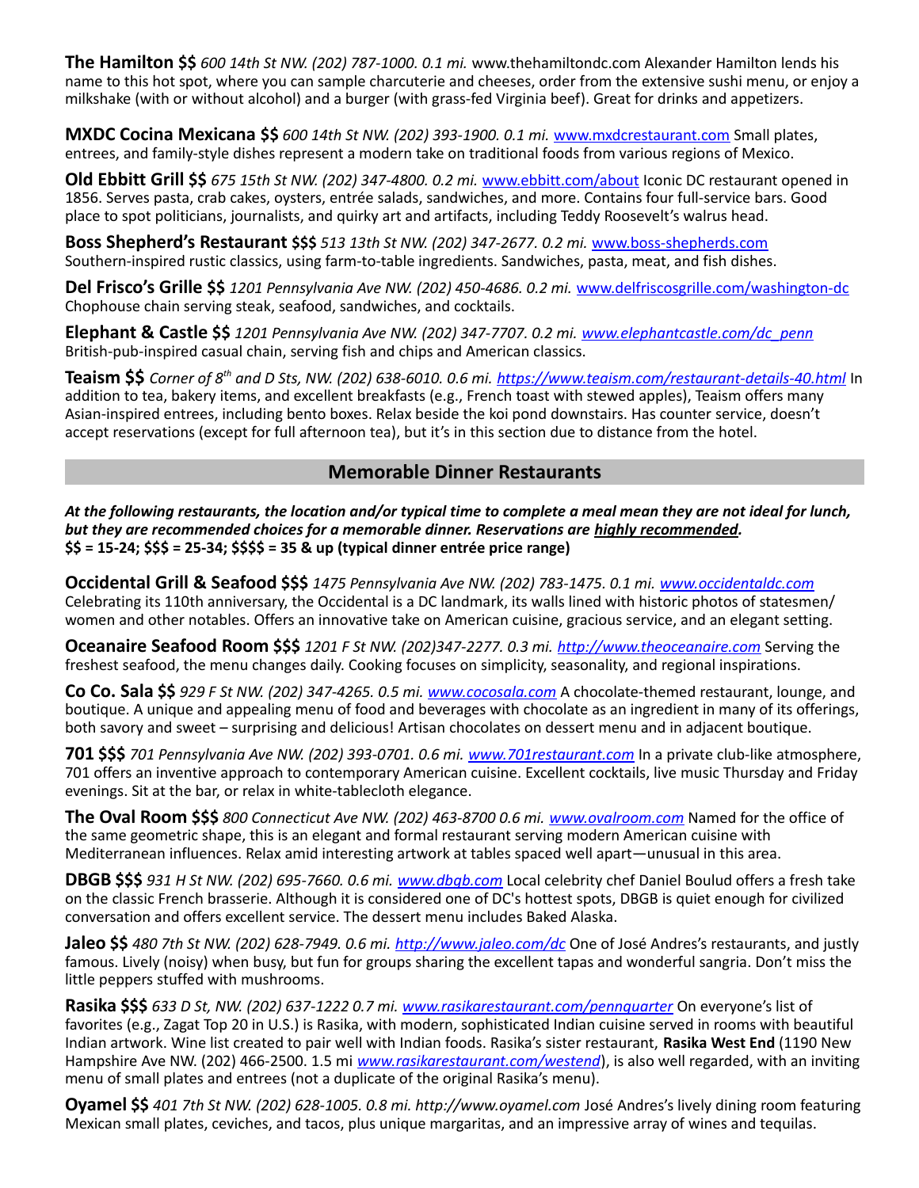**The Hamilton $$** *600 14th St NW. (202) 787-1000. 0.1 mi.* www.thehamiltondc.com Alexander Hamilton lends his name to this hot spot, where you can sample charcuterie and cheeses, order from the extensive sushi menu, or enjoy a milkshake (with or without alcohol) and a burger (with grass-fed Virginia beef). Great for drinks and appetizers.

**MXDC Cocina Mexicana $$** *600 14th St NW. (202) 393-1900. 0.1 mi.* www.mxdcrestaurant.com Small plates, entrees, and family-style dishes represent a modern take on traditional foods from various regions of Mexico.

**Old Ebbitt Grill $$** *675 15th St NW. (202) 347-4800. 0.2 mi.* www.ebbitt.com/about Iconic DC restaurant opened in 1856. Serves pasta, crab cakes, oysters, entrée salads, sandwiches, and more. Contains four full-service bars. Good place to spot politicians, journalists, and quirky art and artifacts, including Teddy Roosevelt's walrus head.

**Boss Shepherd's Restaurant $$$** *513 13th St NW. (202) 347-2677. 0.2 mi.* www.boss-shepherds.com Southern-inspired rustic classics, using farm-to-table ingredients. Sandwiches, pasta, meat, and fish dishes.

**Del Frisco's Grille $$** *1201 Pennsylvania Ave NW. (202) 450-4686. 0.2 mi.* www.delfriscosgrille.com/washington-dc Chophouse chain serving steak, seafood, sandwiches, and cocktails.

**Elephant & Castle $$** *1201 Pennsylvania Ave NW. (202) 347-7707. 0.2 mi. www.elephantcastle.com/dc_penn* British-pub-inspired casual chain, serving fish and chips and American classics.

**Teaism $$** *Corner of 8th and D Sts, NW. (202) 638-6010. 0.6 mi. https://www.teaism.com/restaurant-details-40.html* In addition to tea, bakery items, and excellent breakfasts (e.g., French toast with stewed apples), Teaism offers many Asian-inspired entrees, including bento boxes. Relax beside the koi pond downstairs. Has counter service, doesn't accept reservations (except for full afternoon tea), but it's in this section due to distance from the hotel.

## Memorable Dinner Restaurants

***At the following restaurants, the location and/or typical time to complete a meal mean they are not ideal for lunch, but they are recommended choices for a memorable dinner. Reservations are highly recommended.***
**$$ = 15-24; $$$ = 25-34; $$$$ = 35 & up (typical dinner entrée price range)**

**Occidental Grill & Seafood $$$** *1475 Pennsylvania Ave NW. (202) 783-1475. 0.1 mi. www.occidentaldc.com* Celebrating its 110th anniversary, the Occidental is a DC landmark, its walls lined with historic photos of statesmen/women and other notables. Offers an innovative take on American cuisine, gracious service, and an elegant setting.

**Oceanaire Seafood Room $$$** *1201 F St NW. (202)347-2277. 0.3 mi. http://www.theoceanaire.com* Serving the freshest seafood, the menu changes daily. Cooking focuses on simplicity, seasonality, and regional inspirations.

**Co Co. Sala $$** *929 F St NW. (202) 347-4265. 0.5 mi. www.cocosala.com* A chocolate-themed restaurant, lounge, and boutique. A unique and appealing menu of food and beverages with chocolate as an ingredient in many of its offerings, both savory and sweet – surprising and delicious! Artisan chocolates on dessert menu and in adjacent boutique.

**701 $$$** *701 Pennsylvania Ave NW. (202) 393-0701. 0.6 mi. www.701restaurant.com* In a private club-like atmosphere, 701 offers an inventive approach to contemporary American cuisine. Excellent cocktails, live music Thursday and Friday evenings. Sit at the bar, or relax in white-tablecloth elegance.

**The Oval Room $$$** *800 Connecticut Ave NW. (202) 463-8700 0.6 mi. www.ovalroom.com* Named for the office of the same geometric shape, this is an elegant and formal restaurant serving modern American cuisine with Mediterranean influences. Relax amid interesting artwork at tables spaced well apart—unusual in this area.

**DBGB $$$** *931 H St NW. (202) 695-7660. 0.6 mi. www.dbgb.com* Local celebrity chef Daniel Boulud offers a fresh take on the classic French brasserie. Although it is considered one of DC's hottest spots, DBGB is quiet enough for civilized conversation and offers excellent service. The dessert menu includes Baked Alaska.

**Jaleo $$** *480 7th St NW. (202) 628-7949. 0.6 mi. http://www.jaleo.com/dc* One of José Andres's restaurants, and justly famous. Lively (noisy) when busy, but fun for groups sharing the excellent tapas and wonderful sangria. Don't miss the little peppers stuffed with mushrooms.

**Rasika $$$** *633 D St, NW. (202) 637-1222 0.7 mi. www.rasikarestaurant.com/pennquarter* On everyone's list of favorites (e.g., Zagat Top 20 in U.S.) is Rasika, with modern, sophisticated Indian cuisine served in rooms with beautiful Indian artwork. Wine list created to pair well with Indian foods. Rasika's sister restaurant, **Rasika West End** (1190 New Hampshire Ave NW. (202) 466-2500. 1.5 mi *www.rasikarestaurant.com/westend*), is also well regarded, with an inviting menu of small plates and entrees (not a duplicate of the original Rasika's menu).

**Oyamel $$** *401 7th St NW. (202) 628-1005. 0.8 mi. http://www.oyamel.com* José Andres's lively dining room featuring Mexican small plates, ceviches, and tacos, plus unique margaritas, and an impressive array of wines and tequilas.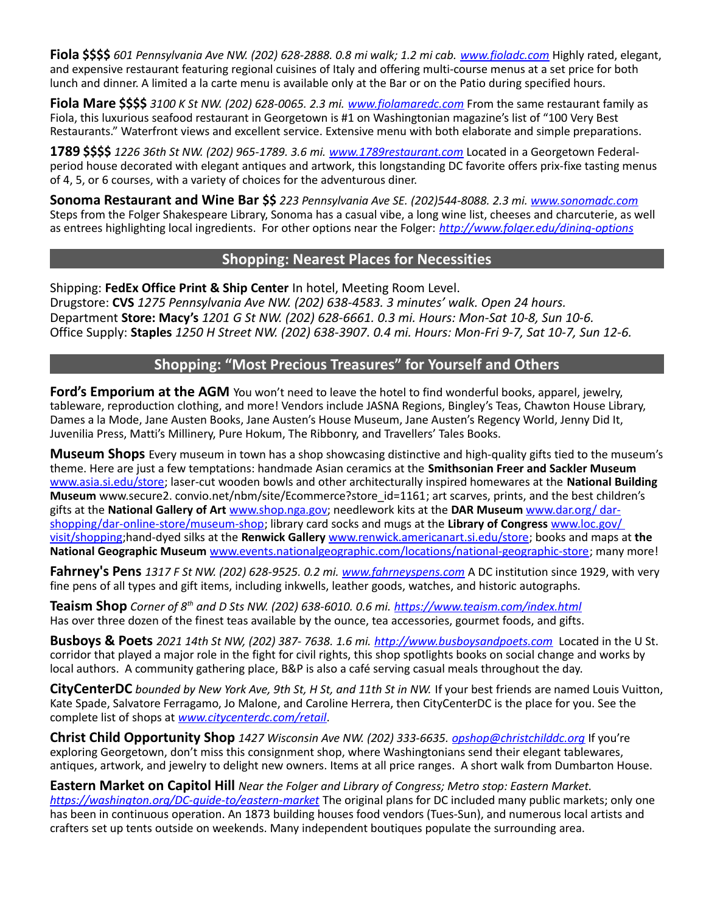**Fiola $$$$** *601 Pennsylvania Ave NW. (202) 628-2888. 0.8 mi walk; 1.2 mi cab. www.fioladc.com* Highly rated, elegant, and expensive restaurant featuring regional cuisines of Italy and offering multi-course menus at a set price for both lunch and dinner. A limited a la carte menu is available only at the Bar or on the Patio during specified hours.

**Fiola Mare $$$$** *3100 K St NW. (202) 628-0065. 2.3 mi. www.fiolamaredc.com* From the same restaurant family as Fiola, this luxurious seafood restaurant in Georgetown is #1 on Washingtonian magazine's list of "100 Very Best Restaurants." Waterfront views and excellent service. Extensive menu with both elaborate and simple preparations.

**1789 $$$$** *1226 36th St NW. (202) 965-1789. 3.6 mi. www.1789restaurant.com* Located in a Georgetown Federal-period house decorated with elegant antiques and artwork, this longstanding DC favorite offers prix-fixe tasting menus of 4, 5, or 6 courses, with a variety of choices for the adventurous diner.

**Sonoma Restaurant and Wine Bar $$** *223 Pennsylvania Ave SE. (202)544-8088. 2.3 mi. www.sonomadc.com* Steps from the Folger Shakespeare Library, Sonoma has a casual vibe, a long wine list, cheeses and charcuterie, as well as entrees highlighting local ingredients. For other options near the Folger: *http://www.folger.edu/dining-options*

## Shopping: Nearest Places for Necessities

Shipping: **FedEx Office Print & Ship Center** In hotel, Meeting Room Level.
Drugstore: **CVS** *1275 Pennsylvania Ave NW. (202) 638-4583. 3 minutes' walk. Open 24 hours.*
Department **Store: Macy's** *1201 G St NW. (202) 628-6661. 0.3 mi. Hours: Mon-Sat 10-8, Sun 10-6.*
Office Supply: **Staples** *1250 H Street NW. (202) 638-3907. 0.4 mi. Hours: Mon-Fri 9-7, Sat 10-7, Sun 12-6.*

## Shopping: "Most Precious Treasures" for Yourself and Others

**Ford's Emporium at the AGM** You won't need to leave the hotel to find wonderful books, apparel, jewelry, tableware, reproduction clothing, and more! Vendors include JASNA Regions, Bingley's Teas, Chawton House Library, Dames a la Mode, Jane Austen Books, Jane Austen's House Museum, Jane Austen's Regency World, Jenny Did It, Juvenilia Press, Matti's Millinery, Pure Hokum, The Ribbonry, and Travellers' Tales Books.

**Museum Shops** Every museum in town has a shop showcasing distinctive and high-quality gifts tied to the museum's theme. Here are just a few temptations: handmade Asian ceramics at the **Smithsonian Freer and Sackler Museum** www.asia.si.edu/store; laser-cut wooden bowls and other architecturally inspired homewares at the **National Building Museum** www.secure2. convio.net/nbm/site/Ecommerce?store_id=1161; art scarves, prints, and the best children's gifts at the **National Gallery of Art** www.shop.nga.gov; needlework kits at the **DAR Museum** www.dar.org/ dar-shopping/dar-online-store/museum-shop; library card socks and mugs at the **Library of Congress** www.loc.gov/ visit/shopping;hand-dyed silks at the **Renwick Gallery** www.renwick.americanart.si.edu/store; books and maps at **the National Geographic Museum** www.events.nationalgeographic.com/locations/national-geographic-store; many more!

**Fahrney's Pens** *1317 F St NW. (202) 628-9525. 0.2 mi. www.fahrneyspens.com* A DC institution since 1929, with very fine pens of all types and gift items, including inkwells, leather goods, watches, and historic autographs.

**Teaism Shop** *Corner of 8th and D Sts NW. (202) 638-6010. 0.6 mi. https://www.teaism.com/index.html*
Has over three dozen of the finest teas available by the ounce, tea accessories, gourmet foods, and gifts.

**Busboys & Poets** *2021 14th St NW, (202) 387- 7638. 1.6 mi. http://www.busboysandpoets.com* Located in the U St. corridor that played a major role in the fight for civil rights, this shop spotlights books on social change and works by local authors. A community gathering place, B&P is also a café serving casual meals throughout the day.

**CityCenterDC** *bounded by New York Ave, 9th St, H St, and 11th St in NW.* If your best friends are named Louis Vuitton, Kate Spade, Salvatore Ferragamo, Jo Malone, and Caroline Herrera, then CityCenterDC is the place for you. See the complete list of shops at *www.citycenterdc.com/retail*.

**Christ Child Opportunity Shop** *1427 Wisconsin Ave NW. (202) 333-6635. opshop@christchilddc.org* If you're exploring Georgetown, don't miss this consignment shop, where Washingtonians send their elegant tablewares, antiques, artwork, and jewelry to delight new owners. Items at all price ranges. A short walk from Dumbarton House.

**Eastern Market on Capitol Hill** *Near the Folger and Library of Congress; Metro stop: Eastern Market. https://washington.org/DC-guide-to/eastern-market* The original plans for DC included many public markets; only one has been in continuous operation. An 1873 building houses food vendors (Tues-Sun), and numerous local artists and crafters set up tents outside on weekends. Many independent boutiques populate the surrounding area.